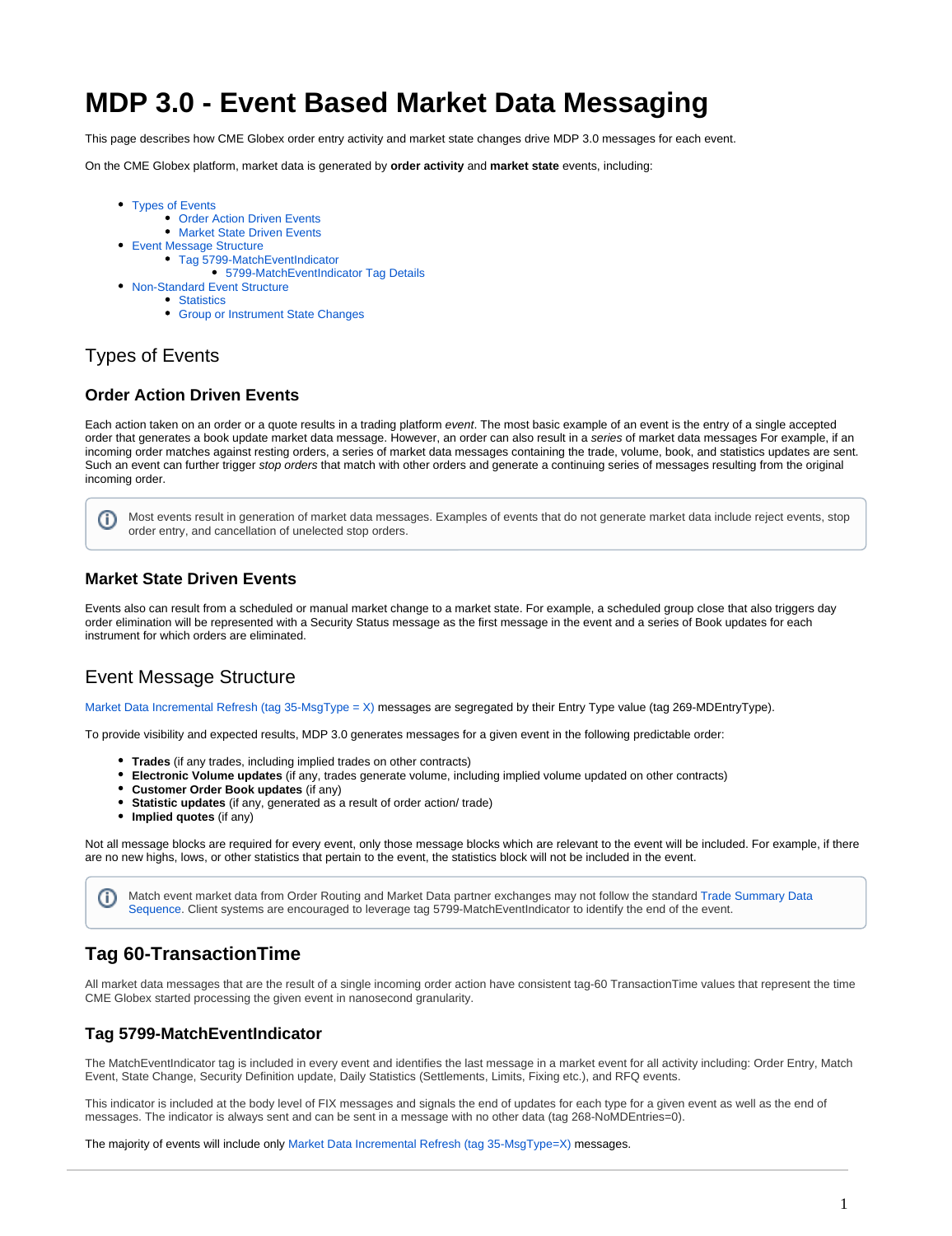# MDP 3.0 - Event Based Market Data Messaging

This page describes how CME Globex order entry activity and market state changes drive MDP 3.0 messages for each event.

On the CME Globex platform, market data is generated by **order activity** and **market state** events, including:

- Types of Events
  - Order Action Driven Events
  - Market State Driven Events
- Event Message Structure
  - Tag 5799-MatchEventIndicator
    - 5799-MatchEventIndicator Tag Details
- Non-Standard Event Structure
  - Statistics
  - Group or Instrument State Changes

## Types of Events

### Order Action Driven Events

Each action taken on an order or a quote results in a trading platform *event*. The most basic example of an event is the entry of a single accepted order that generates a book update market data message. However, an order can also result in a *series* of market data messages For example, if an incoming order matches against resting orders, a series of market data messages containing the trade, volume, book, and statistics updates are sent. Such an event can further trigger *stop orders* that match with other orders and generate a continuing series of messages resulting from the original incoming order.

> Most events result in generation of market data messages. Examples of events that do not generate market data include reject events, stop order entry, and cancellation of unelected stop orders.

### Market State Driven Events

Events also can result from a scheduled or manual market change to a market state. For example, a scheduled group close that also triggers day order elimination will be represented with a Security Status message as the first message in the event and a series of Book updates for each instrument for which orders are eliminated.

## Event Message Structure

Market Data Incremental Refresh (tag 35-MsgType = X) messages are segregated by their Entry Type value (tag 269-MDEntryType).

To provide visibility and expected results, MDP 3.0 generates messages for a given event in the following predictable order:

- **Trades** (if any trades, including implied trades on other contracts)
- **Electronic Volume updates** (if any, trades generate volume, including implied volume updated on other contracts)
- **Customer Order Book updates** (if any)
- **Statistic updates** (if any, generated as a result of order action/ trade)
- **Implied quotes** (if any)

Not all message blocks are required for every event, only those message blocks which are relevant to the event will be included. For example, if there are no new highs, lows, or other statistics that pertain to the event, the statistics block will not be included in the event.

> Match event market data from Order Routing and Market Data partner exchanges may not follow the standard Trade Summary Data Sequence. Client systems are encouraged to leverage tag 5799-MatchEventIndicator to identify the end of the event.

### Tag 60-TransactionTime

All market data messages that are the result of a single incoming order action have consistent tag-60 TransactionTime values that represent the time CME Globex started processing the given event in nanosecond granularity.

### Tag 5799-MatchEventIndicator

The MatchEventIndicator tag is included in every event and identifies the last message in a market event for all activity including: Order Entry, Match Event, State Change, Security Definition update, Daily Statistics (Settlements, Limits, Fixing etc.), and RFQ events.

This indicator is included at the body level of FIX messages and signals the end of updates for each type for a given event as well as the end of messages. The indicator is always sent and can be sent in a message with no other data (tag 268-NoMDEntries=0).

The majority of events will include only Market Data Incremental Refresh (tag 35-MsgType=X) messages.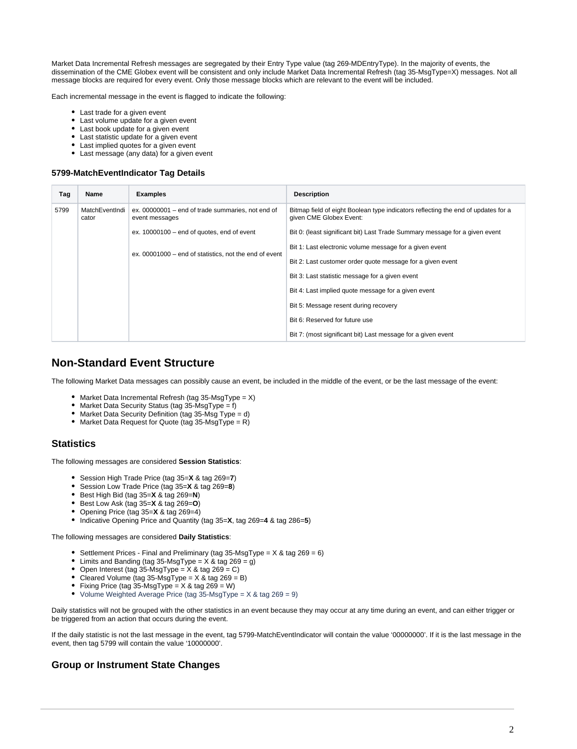Market Data Incremental Refresh messages are segregated by their Entry Type value (tag 269-MDEntryType). In the majority of events, the dissemination of the CME Globex event will be consistent and only include Market Data Incremental Refresh (tag 35-MsgType=X) messages. Not all message blocks are required for every event. Only those message blocks which are relevant to the event will be included.

Each incremental message in the event is flagged to indicate the following:

- Last trade for a given event
- Last volume update for a given event
- Last book update for a given event
- Last statistic update for a given event
- Last implied quotes for a given event
- Last message (any data) for a given event

### 5799-MatchEventIndicator Tag Details

| Tag | Name | Examples | Description |
|---|---|---|---|
| 5799 | MatchEventIndicator | ex. 00000001 – end of trade summaries, not end of event messages | Bitmap field of eight Boolean type indicators reflecting the end of updates for a given CME Globex Event: |
| | | ex. 10000100 – end of quotes, end of event | Bit 0: (least significant bit) Last Trade Summary message for a given event |
| | | ex. 00001000 – end of statistics, not the end of event | Bit 1: Last electronic volume message for a given event |
| | | | Bit 2: Last customer order quote message for a given event |
| | | | Bit 3: Last statistic message for a given event |
| | | | Bit 4: Last implied quote message for a given event |
| | | | Bit 5: Message resent during recovery |
| | | | Bit 6: Reserved for future use |
| | | | Bit 7: (most significant bit) Last message for a given event |

## Non-Standard Event Structure

The following Market Data messages can possibly cause an event, be included in the middle of the event, or be the last message of the event:

- Market Data Incremental Refresh (tag 35-MsgType = X)
- Market Data Security Status (tag 35-MsgType = f)
- Market Data Security Definition (tag 35-Msg Type = d)
- Market Data Request for Quote (tag 35-MsgType = R)

### Statistics

The following messages are considered **Session Statistics**:

- Session High Trade Price (tag 35=**X** & tag 269=**7**)
- Session Low Trade Price (tag 35=**X** & tag 269=**8**)
- Best High Bid (tag 35=**X** & tag 269=**N**)
- Best Low Ask (tag 35=**X** & tag 269=**O**)
- Opening Price (tag 35=**X** & tag 269=4)
- Indicative Opening Price and Quantity (tag 35=**X**, tag 269=**4** & tag 286=**5**)

The following messages are considered **Daily Statistics**:

- Settlement Prices - Final and Preliminary (tag 35-MsgType = X & tag 269 = 6)
- Limits and Banding (tag 35-MsgType = X & tag 269 = g)
- Open Interest (tag 35-MsgType = X & tag 269 = C)
- Cleared Volume (tag 35-MsgType = X & tag 269 = B)
- Fixing Price (tag 35-MsgType = X & tag 269 = W)
- Volume Weighted Average Price (tag 35-MsgType = X & tag 269 = 9)

Daily statistics will not be grouped with the other statistics in an event because they may occur at any time during an event, and can either trigger or be triggered from an action that occurs during the event.

If the daily statistic is not the last message in the event, tag 5799-MatchEventIndicator will contain the value '00000000'. If it is the last message in the event, then tag 5799 will contain the value '10000000'.

### Group or Instrument State Changes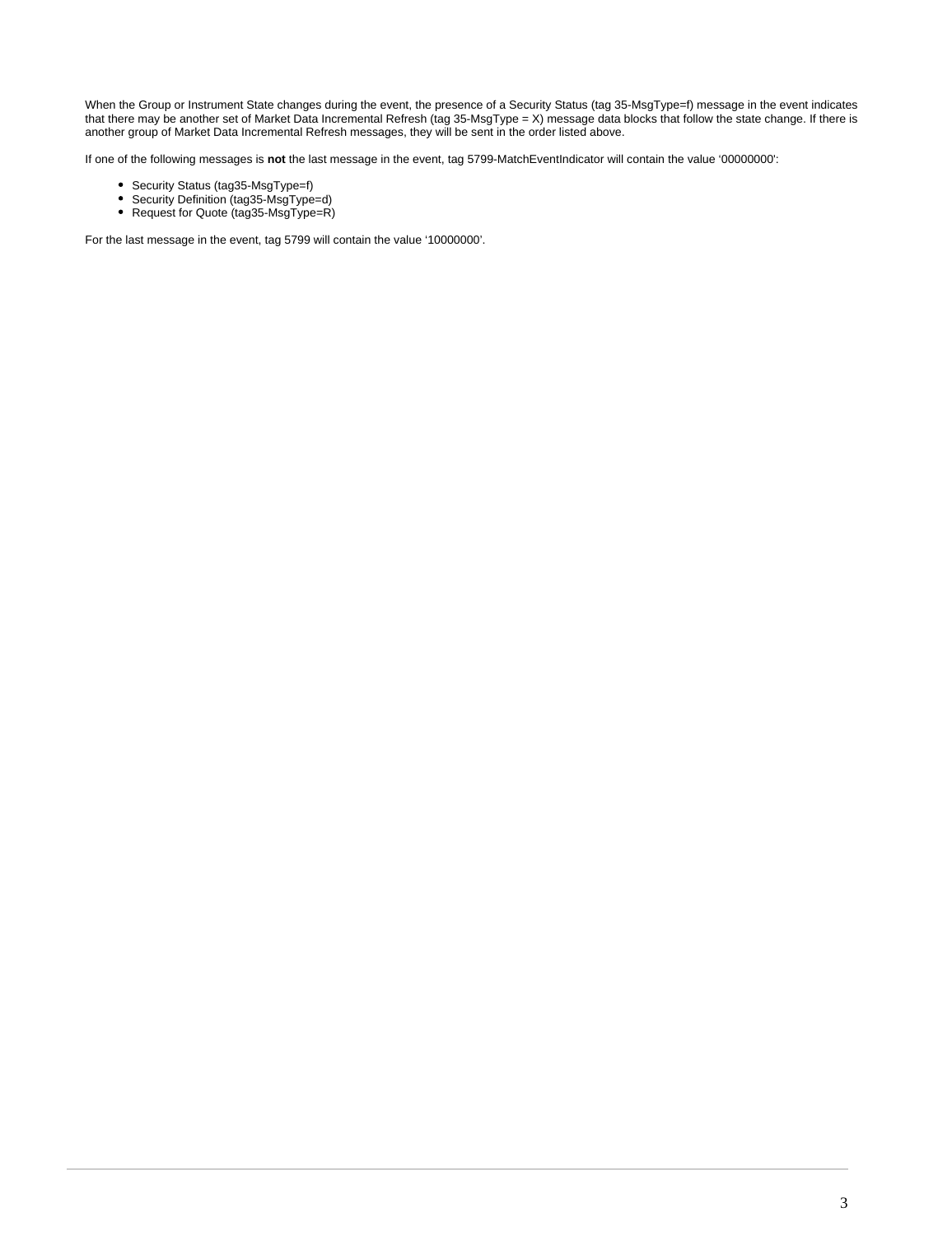When the Group or Instrument State changes during the event, the presence of a Security Status (tag 35-MsgType=f) message in the event indicates that there may be another set of Market Data Incremental Refresh (tag 35-MsgType = X) message data blocks that follow the state change. If there is another group of Market Data Incremental Refresh messages, they will be sent in the order listed above.

If one of the following messages is **not** the last message in the event, tag 5799-MatchEventIndicator will contain the value '00000000':

- Security Status (tag35-MsgType=f)
- Security Definition (tag35-MsgType=d)
- Request for Quote (tag35-MsgType=R)

For the last message in the event, tag 5799 will contain the value '10000000'.